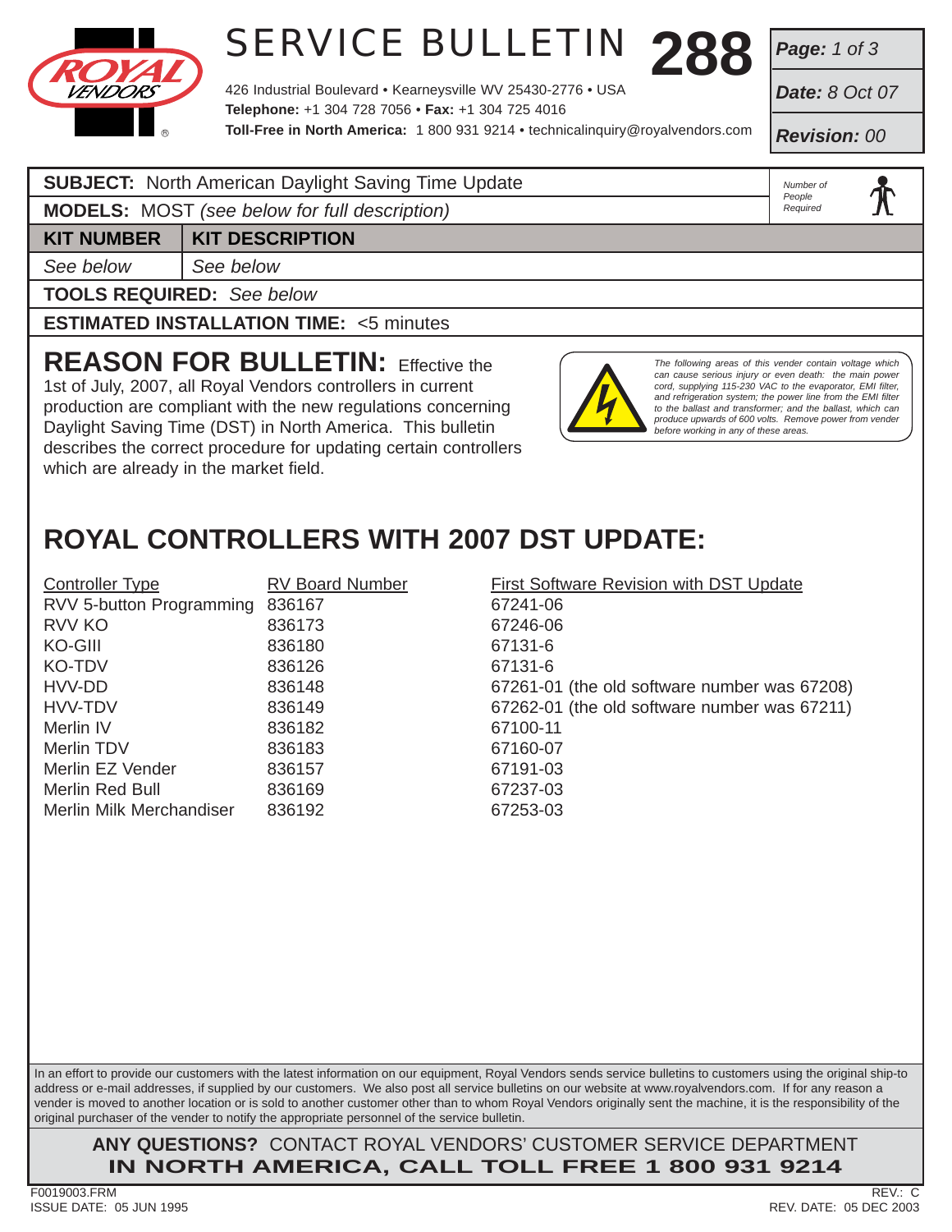# SERVICE BULLETIN 288

426 Industrial Boulevard • Kearneysville WV 25430-2776 • USA
**Telephone:** +1 304 728 7056 • **Fax:** +1 304 725 4016
**Toll-Free in North America:** 1 800 931 9214 • technicalinquiry@royalvendors.com

**Page:** *1 of 3*
**Date:** *8 Oct 07*
**Revision:** *00*

| **SUBJECT:** North American Daylight Saving Time Update | |
|---|---|
| **MODELS:** MOST *(see below for full description)* | *Number of People Required* |
| **KIT NUMBER** | **KIT DESCRIPTION** |
| *See below* | *See below* |
| **TOOLS REQUIRED:** *See below* | |
| **ESTIMATED INSTALLATION TIME:** <5 minutes | |

## REASON FOR BULLETIN:

Effective the 1st of July, 2007, all Royal Vendors controllers in current production are compliant with the new regulations concerning Daylight Saving Time (DST) in North America. This bulletin describes the correct procedure for updating certain controllers which are already in the market field.

*The following areas of this vender contain voltage which can cause serious injury or even death: the main power cord, supplying 115-230 VAC to the evaporator, EMI filter, and refrigeration system; the power line from the EMI filter to the ballast and transformer; and the ballast, which can produce upwards of 600 volts. Remove power from vender before working in any of these areas.*

## ROYAL CONTROLLERS WITH 2007 DST UPDATE:

| Controller Type | RV Board Number | First Software Revision with DST Update |
|---|---|---|
| RVV 5-button Programming | 836167 | 67241-06 |
| RVV KO | 836173 | 67246-06 |
| KO-GIII | 836180 | 67131-6 |
| KO-TDV | 836126 | 67131-6 |
| HVV-DD | 836148 | 67261-01 (the old software number was 67208) |
| HVV-TDV | 836149 | 67262-01 (the old software number was 67211) |
| Merlin IV | 836182 | 67100-11 |
| Merlin TDV | 836183 | 67160-07 |
| Merlin EZ Vender | 836157 | 67191-03 |
| Merlin Red Bull | 836169 | 67237-03 |
| Merlin Milk Merchandiser | 836192 | 67253-03 |

In an effort to provide our customers with the latest information on our equipment, Royal Vendors sends service bulletins to customers using the original ship-to address or e-mail addresses, if supplied by our customers. We also post all service bulletins on our website at www.royalvendors.com. If for any reason a vender is moved to another location or is sold to another customer other than to whom Royal Vendors originally sent the machine, it is the responsibility of the original purchaser of the vender to notify the appropriate personnel of the service bulletin.

**ANY QUESTIONS?** CONTACT ROYAL VENDORS' CUSTOMER SERVICE DEPARTMENT
**IN NORTH AMERICA, CALL TOLL FREE 1 800 931 9214**

F0019003.FRM
ISSUE DATE: 05 JUN 1995
REV.: C
REV. DATE: 05 DEC 2003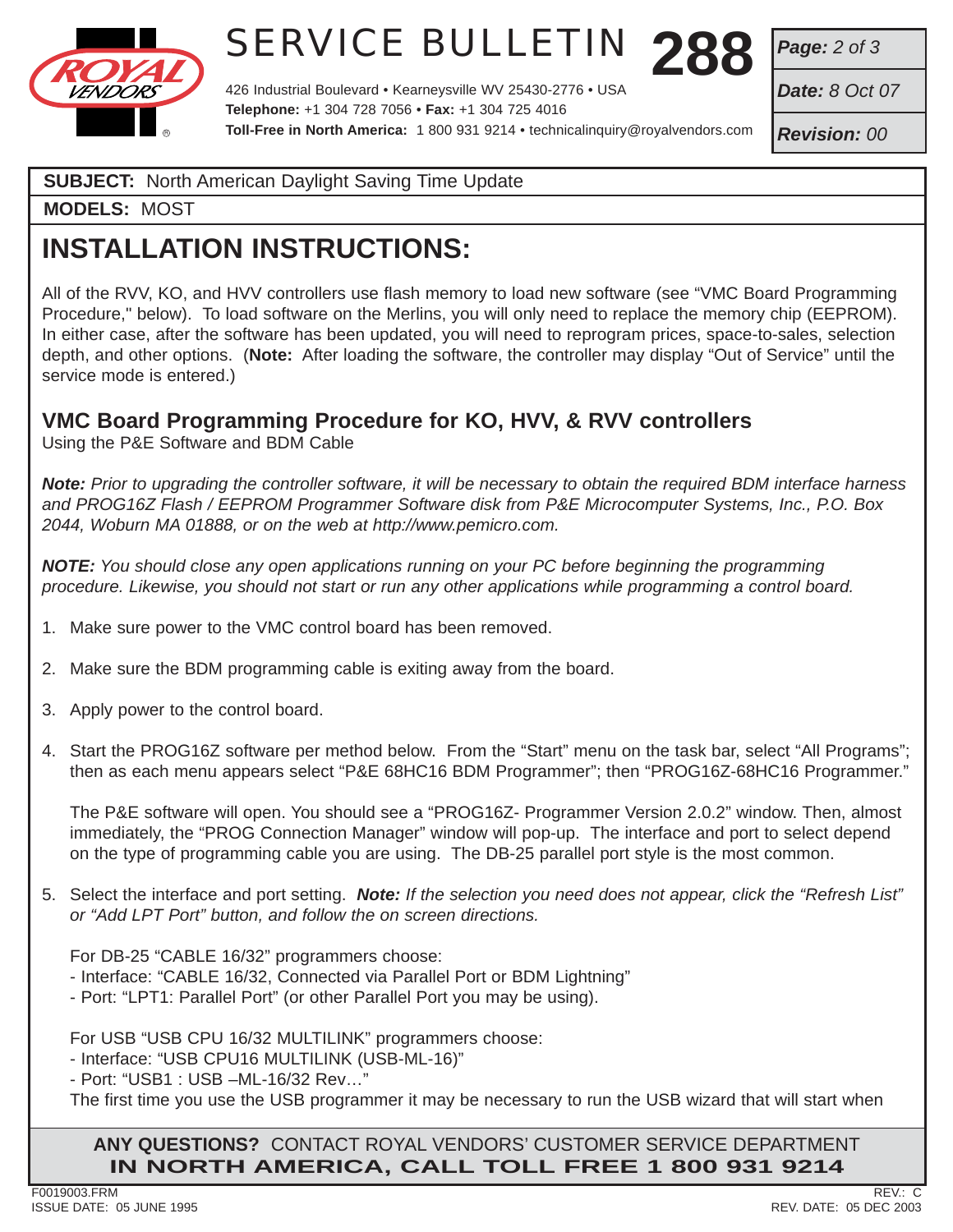**SUBJECT:** North American Daylight Saving Time Update

**MODELS:** MOST

# INSTALLATION INSTRUCTIONS:

All of the RVV, KO, and HVV controllers use flash memory to load new software (see "VMC Board Programming Procedure," below). To load software on the Merlins, you will only need to replace the memory chip (EEPROM). In either case, after the software has been updated, you will need to reprogram prices, space-to-sales, selection depth, and other options. (**Note:** After loading the software, the controller may display "Out of Service" until the service mode is entered.)

## VMC Board Programming Procedure for KO, HVV, & RVV controllers

Using the P&E Software and BDM Cable

***Note:** Prior to upgrading the controller software, it will be necessary to obtain the required BDM interface harness and PROG16Z Flash / EEPROM Programmer Software disk from P&E Microcomputer Systems, Inc., P.O. Box 2044, Woburn MA 01888, or on the web at http://www.pemicro.com.*

***NOTE:** You should close any open applications running on your PC before beginning the programming procedure. Likewise, you should not start or run any other applications while programming a control board.*

1. Make sure power to the VMC control board has been removed.

2. Make sure the BDM programming cable is exiting away from the board.

3. Apply power to the control board.

4. Start the PROG16Z software per method below. From the "Start" menu on the task bar, select "All Programs"; then as each menu appears select "P&E 68HC16 BDM Programmer"; then "PROG16Z-68HC16 Programmer."

   The P&E software will open. You should see a "PROG16Z- Programmer Version 2.0.2" window. Then, almost immediately, the "PROG Connection Manager" window will pop-up. The interface and port to select depend on the type of programming cable you are using. The DB-25 parallel port style is the most common.

5. Select the interface and port setting. ***Note:** If the selection you need does not appear, click the "Refresh List" or "Add LPT Port" button, and follow the on screen directions.*

   For DB-25 "CABLE 16/32" programmers choose:
   - Interface: "CABLE 16/32, Connected via Parallel Port or BDM Lightning"
   - Port: "LPT1: Parallel Port" (or other Parallel Port you may be using).

   For USB "USB CPU 16/32 MULTILINK" programmers choose:
   - Interface: "USB CPU16 MULTILINK (USB-ML-16)"
   - Port: "USB1 : USB –ML-16/32 Rev…"

   The first time you use the USB programmer it may be necessary to run the USB wizard that will start when

**ANY QUESTIONS?** CONTACT ROYAL VENDORS' CUSTOMER SERVICE DEPARTMENT
**IN NORTH AMERICA, CALL TOLL FREE 1 800 931 9214**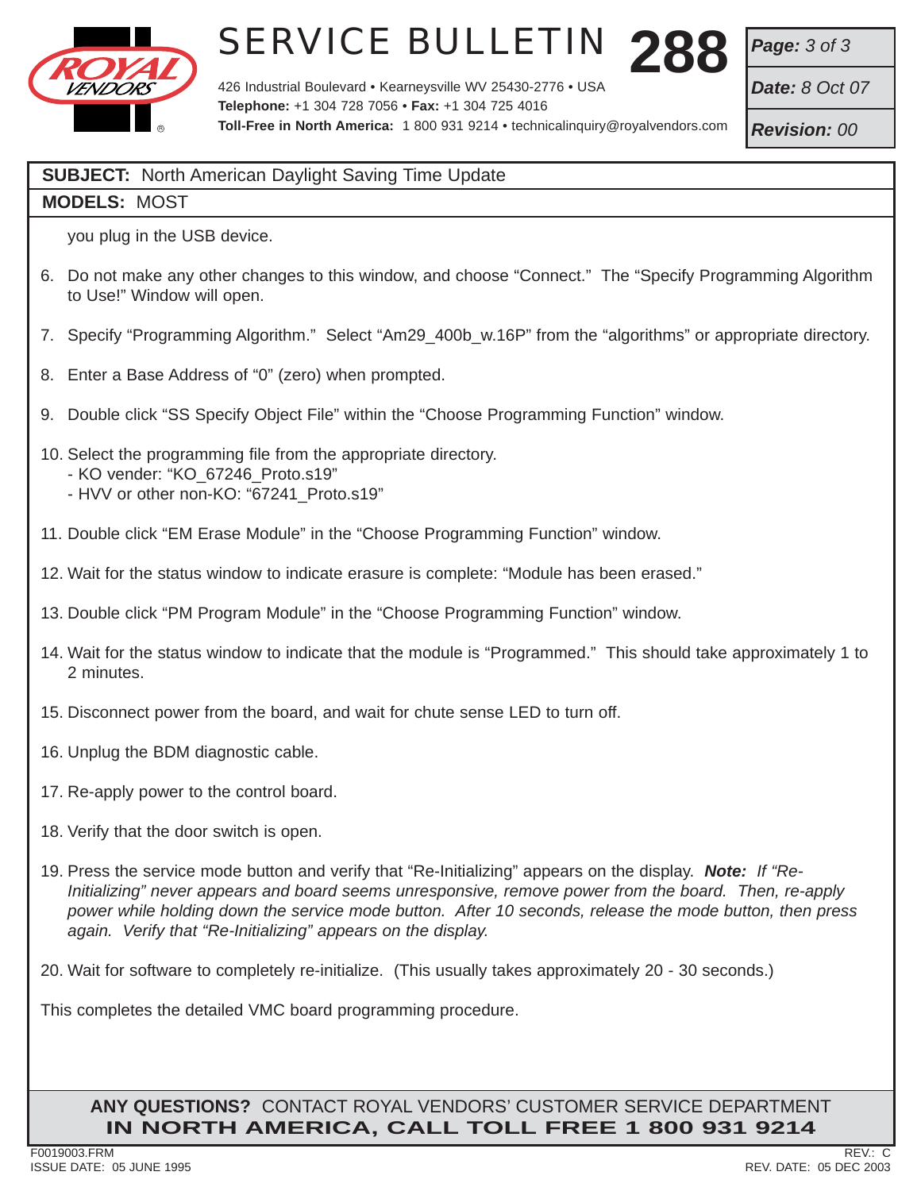**SUBJECT:** North American Daylight Saving Time Update

**MODELS:** MOST

you plug in the USB device.

6. Do not make any other changes to this window, and choose “Connect.” The “Specify Programming Algorithm to Use!” Window will open.

7. Specify “Programming Algorithm.” Select “Am29_400b_w.16P” from the “algorithms” or appropriate directory.

8. Enter a Base Address of “0” (zero) when prompted.

9. Double click “SS Specify Object File” within the “Choose Programming Function” window.

10. Select the programming file from the appropriate directory.
    - KO vender: “KO_67246_Proto.s19”
    - HVV or other non-KO: “67241_Proto.s19”

11. Double click “EM Erase Module” in the “Choose Programming Function” window.

12. Wait for the status window to indicate erasure is complete: “Module has been erased.”

13. Double click “PM Program Module” in the “Choose Programming Function” window.

14. Wait for the status window to indicate that the module is “Programmed.” This should take approximately 1 to 2 minutes.

15. Disconnect power from the board, and wait for chute sense LED to turn off.

16. Unplug the BDM diagnostic cable.

17. Re-apply power to the control board.

18. Verify that the door switch is open.

19. Press the service mode button and verify that “Re-Initializing” appears on the display. ***Note:*** *If “Re-Initializing” never appears and board seems unresponsive, remove power from the board. Then, re-apply power while holding down the service mode button. After 10 seconds, release the mode button, then press again. Verify that “Re-Initializing” appears on the display.*

20. Wait for software to completely re-initialize. (This usually takes approximately 20 - 30 seconds.)

This completes the detailed VMC board programming procedure.

**ANY QUESTIONS?** CONTACT ROYAL VENDORS’ CUSTOMER SERVICE DEPARTMENT
**IN NORTH AMERICA, CALL TOLL FREE 1 800 931 9214**